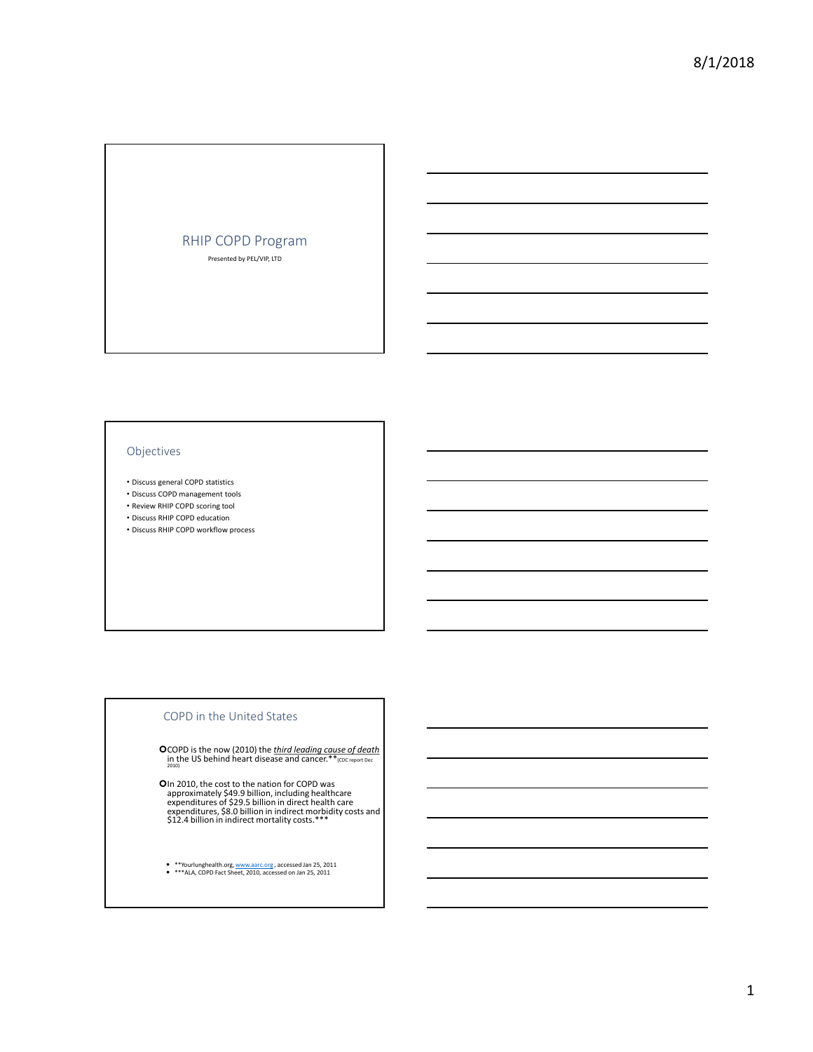# RHIP COPD Program

Presented by PEL/VIP, LTD

## Objectives

- Discuss general COPD statistics
- Discuss COPD management tools
- Review RHIP COPD scoring tool
- Discuss RHIP COPD education
- Discuss RHIP COPD workflow process

## COPD in the United States

- COPD is the now (2010) the ***third leading cause of death*** in the US behind heart disease and cancer.**(CDC report Dec 2010)
- In 2010, the cost to the nation for COPD was approximately $49.9 billion, including healthcare expenditures of $29.5 billion in direct health care expenditures, $8.0 billion in indirect morbidity costs and $12.4 billion in indirect mortality costs.***

- **Yourlunghealth.org, www.aarc.org , accessed Jan 25, 2011
- ***ALA, COPD Fact Sheet, 2010, accessed on Jan 25, 2011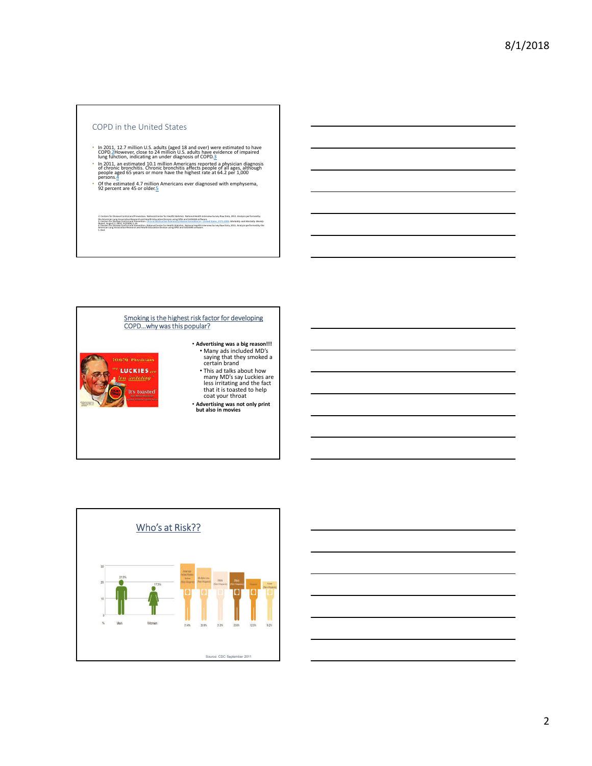## COPD in the United States

- In 2011, 12.7 million U.S. adults (aged 18 and over) were estimated to have COPD.2 However, close to 24 million U.S. adults have evidence of impaired lung function, indicating an under diagnosis of COPD.3
- In 2011, an estimated 10.1 million Americans reported a physician diagnosis of chronic bronchitis. Chronic bronchitis affects people of all ages, although people aged 65 years or more have the highest rate at 64.2 per 1,000 persons.4
- Of the estimated 4.7 million Americans ever diagnosed with emphysema, 92 percent are 45 or older.5

2. Centers for Disease Control and Prevention. National Center for Health Statistics. National Health Interview Survey Raw Data, 2011. Analysis performed by the American Lung Association Research and Health Education Division using SPSS and SUDAAN software.
3. Centers for Disease Control and Prevention. Chronic Obstructive Pulmonary Disease Surveillance — United States, 1971-2000. Morbidity and Mortality Weekly Report. August 2, 2002; 51(SS06):1-16.
4. Centers for Disease Control and Prevention. National Center for Health Statistics. National Health Interview Survey Raw Data, 2011. Analysis performed by the American Lung Association Research and Health Education Division using SPSS and SUDAAN software.
5. Ibid.

## Smoking is the highest risk factor for developing COPD…why was this popular?

- **Advertising was a big reason!!!**
  - Many ads included MD's saying that they smoked a certain brand
  - This ad talks about how many MD's say Luckies are less irritating and the fact that it is toasted to help coat your throat
- **Advertising was not only print but also in movies**

## Who's at Risk??

| Group | % |
|---|---|
| Men | 21.5% |
| Women | 17.3% |
| American Indian/Alaska Native (Non-Hispanic) | 31.4% |
| Multiple-race (Non-Hispanic) | 29.5% |
| White (Non-Hispanic) | 21.0% |
| Black (Non-Hispanic) | 20.6% |
| Hispanic | 12.5% |
| Asian (Non-Hispanic) | 9.2% |

Source: CDC September 2011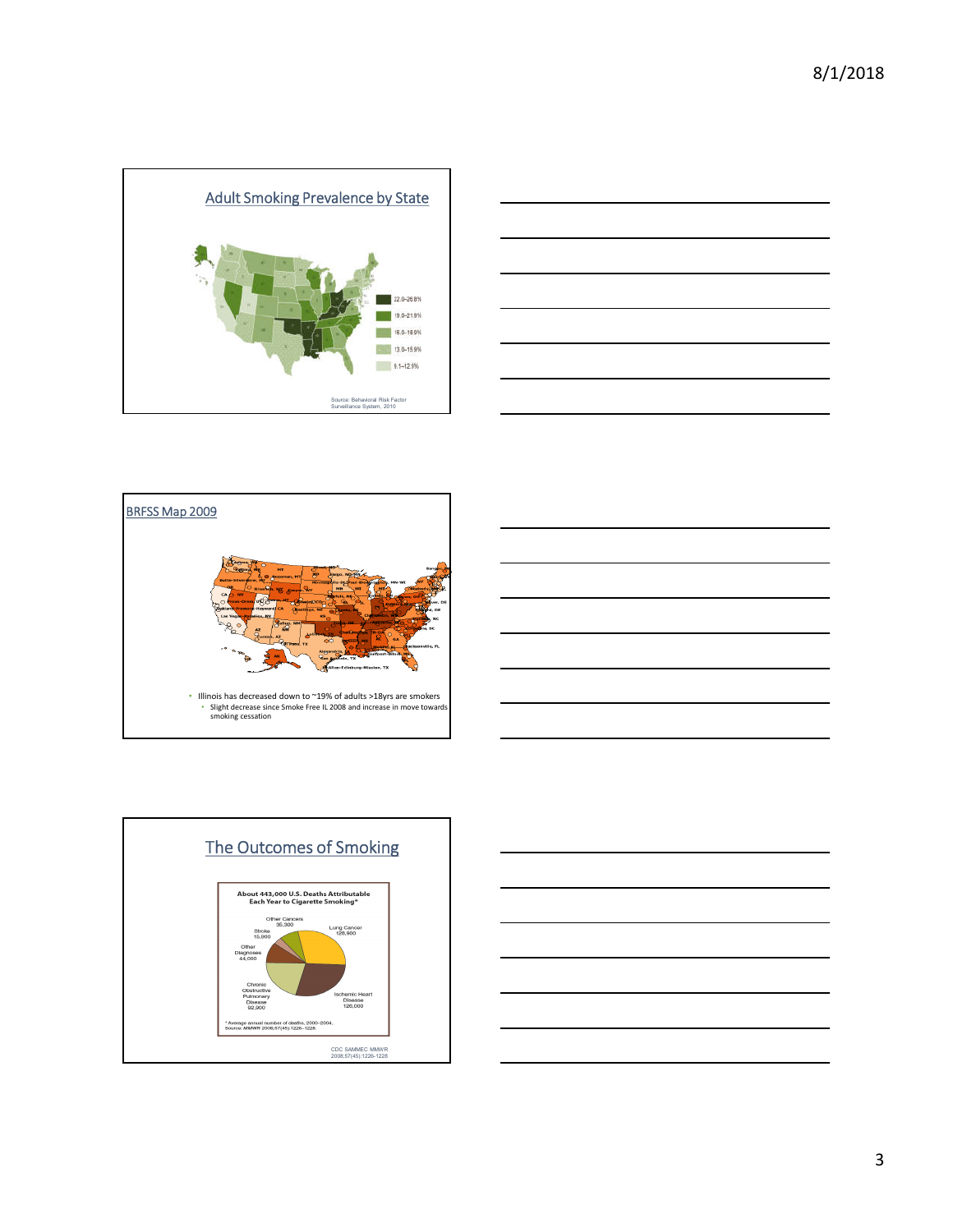## Adult Smoking Prevalence by State

22.0–26.8%
19.0–21.9%
16.0–18.9%
13.0–15.9%
9.1–12.9%

Source: Behavioral Risk Factor Surveillance System, 2010

## BRFSS Map 2009

- Illinois has decreased down to ~19% of adults >18yrs are smokers
  - Slight decrease since Smoke Free IL 2008 and increase in move towards smoking cessation

## The Outcomes of Smoking

**About 443,000 U.S. Deaths Attributable Each Year to Cigarette Smoking***

- Lung Cancer 128,900
- Ischemic Heart Disease 126,000
- Chronic Obstructive Pulmonary Disease 92,900
- Other Diagnoses 44,000
- Stroke 15,900
- Other Cancers 35,300

*Average annual number of deaths, 2000–2004.
Source: *MMWR* 2008;57(45):1226–1228.

CDC SAMMEC MMWR 2008;57(45):1226-1228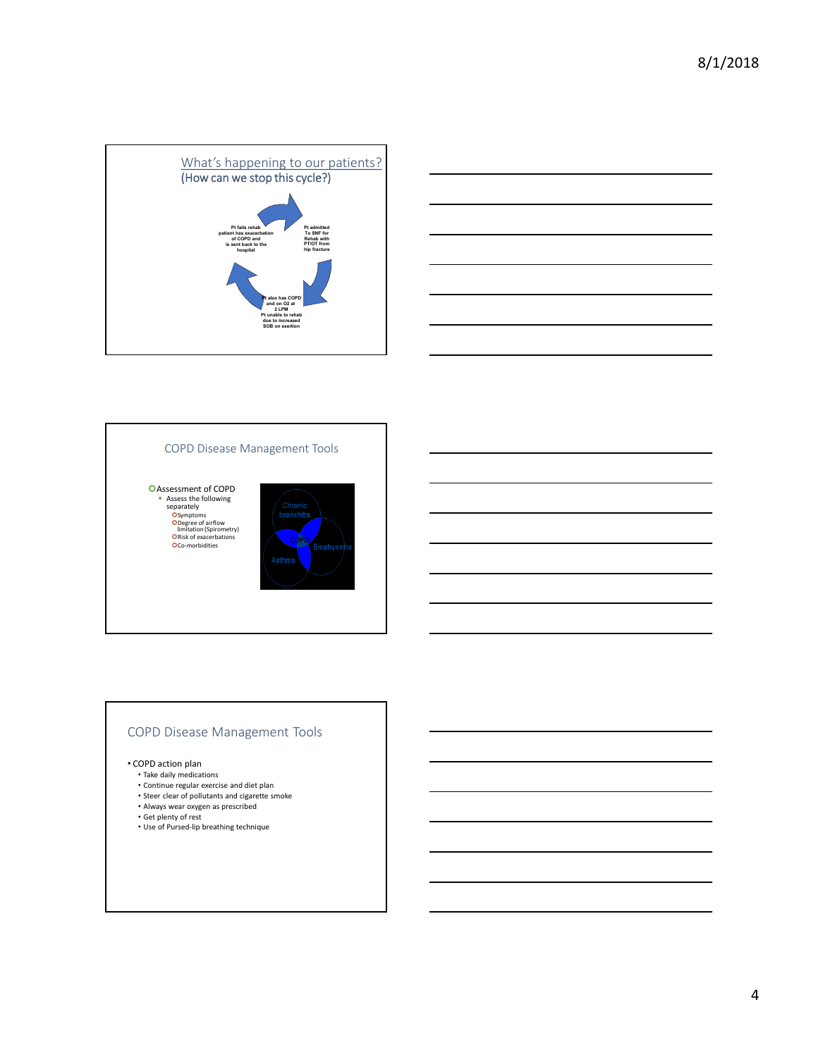## What's happening to our patients?
(How can we stop this cycle?)

Pt admitted To SNF for Rehab with PT/OT from hip fracture

Pt also has COPD and on O2 at 2 LPM Pt unable to rehab due to increased SOB on exertion

Pt fails rehab patient has exacerbation of COPD and is sent back to the hospital

## COPD Disease Management Tools

- Assessment of COPD
  - Assess the following separately
    - Symptoms
    - Degree of airflow limitation (Spirometry)
    - Risk of exacerbations
    - Co-morbidities

Chronic bronchitis

Emphysema

Asthma

COPD

## COPD Disease Management Tools

- COPD action plan
  - Take daily medications
  - Continue regular exercise and diet plan
  - Steer clear of pollutants and cigarette smoke
  - Always wear oxygen as prescribed
  - Get plenty of rest
  - Use of Pursed-lip breathing technique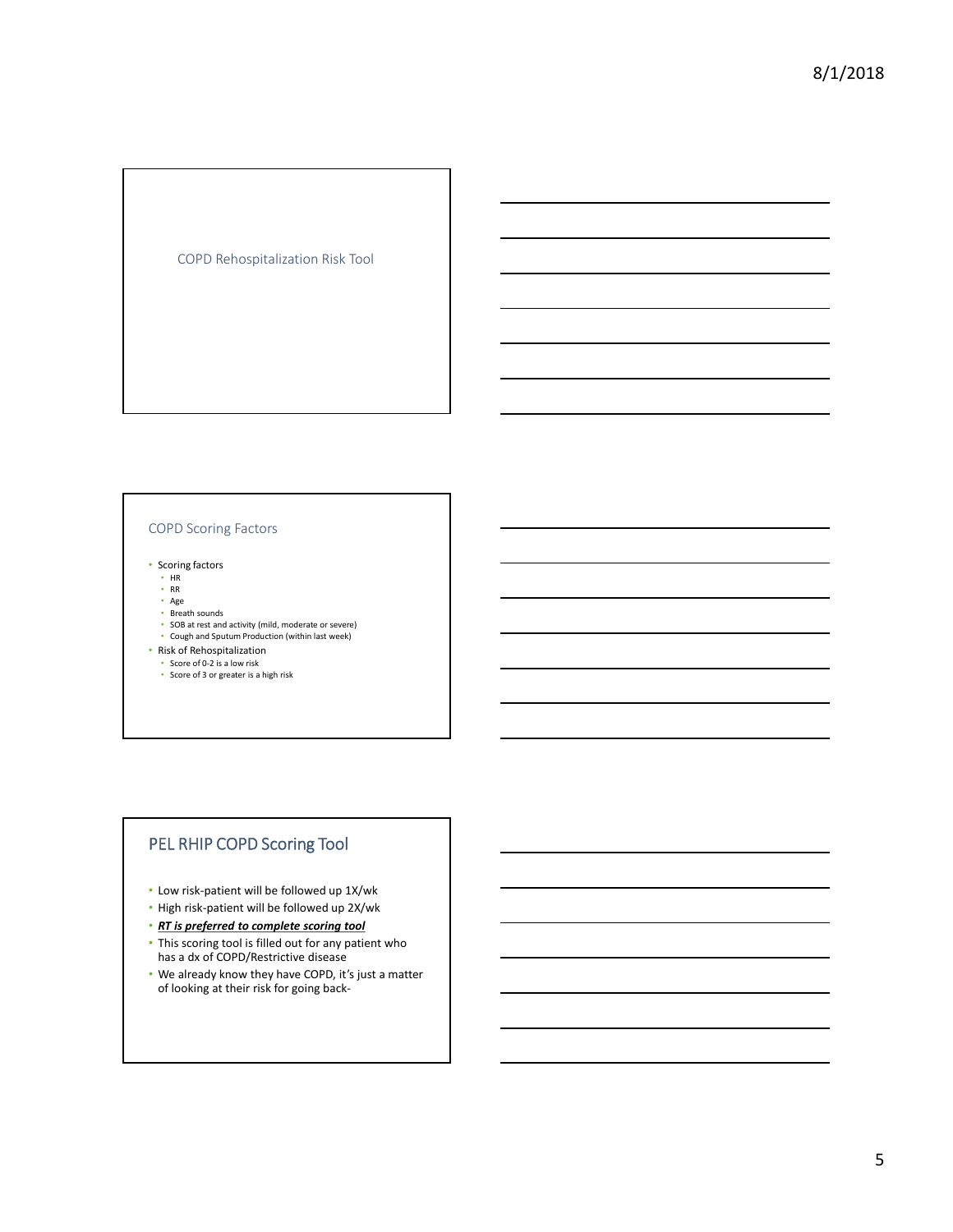## COPD Rehospitalization Risk Tool

## COPD Scoring Factors

- Scoring factors
  - HR
  - RR
  - Age
  - Breath sounds
  - SOB at rest and activity (mild, moderate or severe)
  - Cough and Sputum Production (within last week)
- Risk of Rehospitalization
  - Score of 0-2 is a low risk
  - Score of 3 or greater is a high risk

## PEL RHIP COPD Scoring Tool

- Low risk-patient will be followed up 1X/wk
- High risk-patient will be followed up 2X/wk
- ***<u>RT is preferred to complete scoring tool</u>***
- This scoring tool is filled out for any patient who has a dx of COPD/Restrictive disease
- We already know they have COPD, it's just a matter of looking at their risk for going back-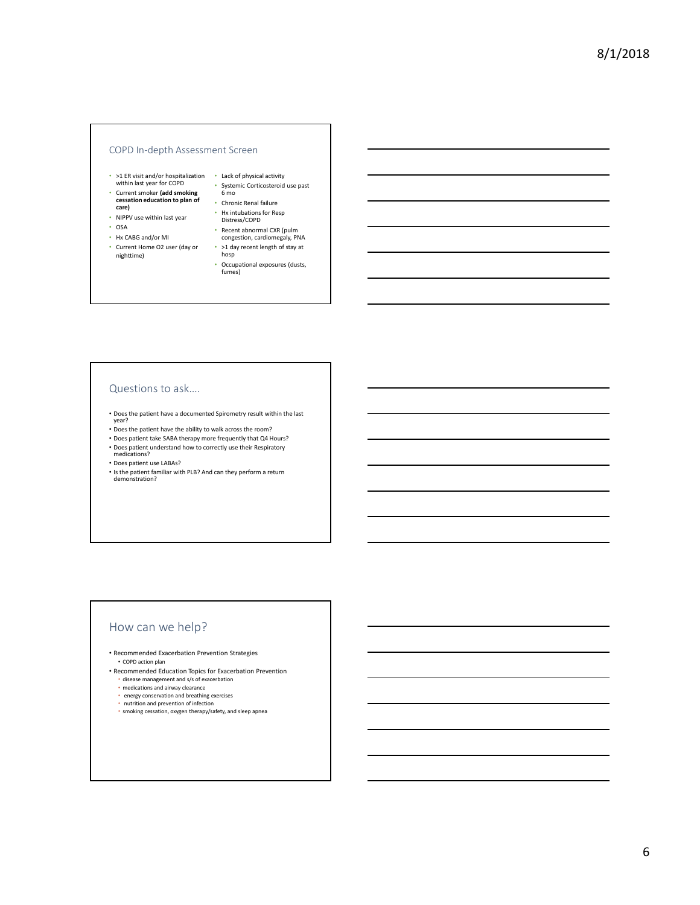## COPD In-depth Assessment Screen

- >1 ER visit and/or hospitalization within last year for COPD
- Current smoker **(add smoking cessation education to plan of care)**
- NIPPV use within last year
- OSA
- Hx CABG and/or MI
- Current Home O2 user (day or nighttime)
- Lack of physical activity
- Systemic Corticosteroid use past 6 mo
- Chronic Renal failure
- Hx intubations for Resp Distress/COPD
- Recent abnormal CXR (pulm congestion, cardiomegaly, PNA
- >1 day recent length of stay at hosp
- Occupational exposures (dusts, fumes)

## Questions to ask….

- Does the patient have a documented Spirometry result within the last year?
- Does the patient have the ability to walk across the room?
- Does patient take SABA therapy more frequently that Q4 Hours?
- Does patient understand how to correctly use their Respiratory medications?
- Does patient use LABAs?
- Is the patient familiar with PLB? And can they perform a return demonstration?

## How can we help?

- Recommended Exacerbation Prevention Strategies
  - COPD action plan
- Recommended Education Topics for Exacerbation Prevention
  - disease management and s/s of exacerbation
  - medications and airway clearance
  - energy conservation and breathing exercises
  - nutrition and prevention of infection
  - smoking cessation, oxygen therapy/safety, and sleep apnea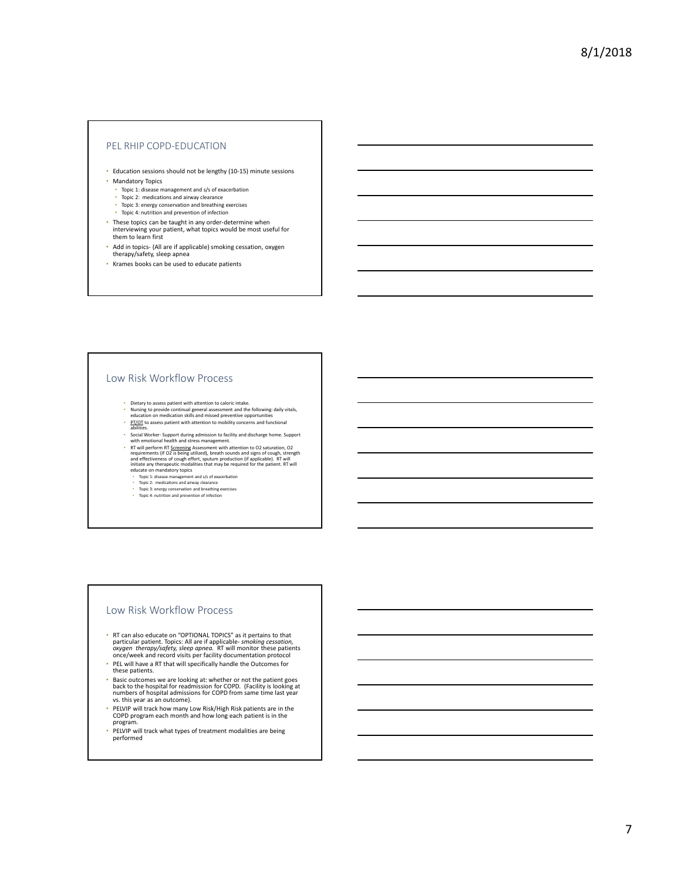## PEL RHIP COPD-EDUCATION

- Education sessions should not be lengthy (10-15) minute sessions
- Mandatory Topics
  - Topic 1: disease management and s/s of exacerbation
  - Topic 2: medications and airway clearance
  - Topic 3: energy conservation and breathing exercises
  - Topic 4: nutrition and prevention of infection
- These topics can be taught in any order-determine when interviewing your patient, what topics would be most useful for them to learn first
- Add in topics- (All are if applicable) smoking cessation, oxygen therapy/safety, sleep apnea
- Krames books can be used to educate patients

## Low Risk Workflow Process

- Dietary to assess patient with attention to caloric intake.
- Nursing to provide continual general assessment and the following: daily vitals, education on medication skills and missed preventive opportunities
- PT/OT to assess patient with attention to mobility concerns and functional abilities.
- Social Worker- Support during admission to facility and discharge home. Support with emotional health and stress management.
- RT will perform RT Screening Assessment with attention to O2 saturation, O2 requirements (if O2 is being utilized), breath sounds and signs of cough, strength and effectiveness of cough effort, sputum production (if applicable). RT will initiate any therapeutic modalities that may be required for the patient. RT will educate on mandatory topics
  - Topic 1: disease management and s/s of exacerbation
  - Topic 2: medications and airway clearance
  - Topic 3: energy conservation and breathing exercises
  - Topic 4: nutrition and prevention of infection

## Low Risk Workflow Process

- RT can also educate on "OPTIONAL TOPICS" as it pertains to that particular patient. Topics: All are if applicable- *smoking cessation, oxygen therapy/safety, sleep apnea.* RT will monitor these patients once/week and record visits per facility documentation protocol
- PEL will have a RT that will specifically handle the Outcomes for these patients.
- Basic outcomes we are looking at: whether or not the patient goes back to the hospital for readmission for COPD. (Facility is looking at numbers of hospital admissions for COPD from same time last year vs. this year as an outcome).
- PELVIP will track how many Low Risk/High Risk patients are in the COPD program each month and how long each patient is in the program.
- PELVIP will track what types of treatment modalities are being performed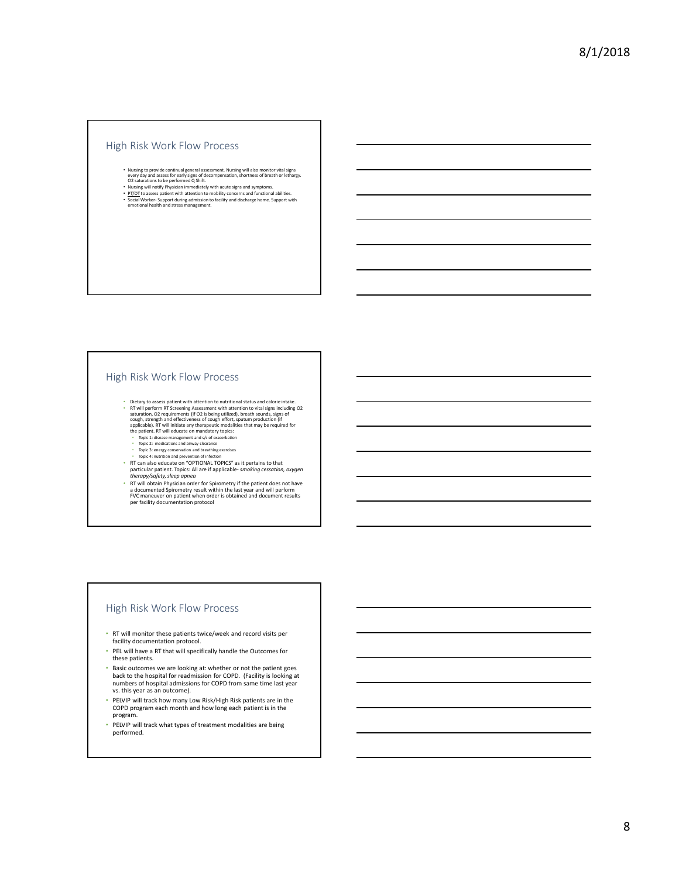## High Risk Work Flow Process

- Nursing to provide continual general assessment. Nursing will also monitor vital signs every day and assess for early signs of decompensation, shortness of breath or lethargy. O2 saturations to be performed Q Shift.
- Nursing will notify Physician immediately with acute signs and symptoms.
- PT/OT to assess patient with attention to mobility concerns and functional abilities.
- Social Worker- Support during admission to facility and discharge home. Support with emotional health and stress management.

## High Risk Work Flow Process

- Dietary to assess patient with attention to nutritional status and calorie intake.
- RT will perform RT Screening Assessment with attention to vital signs including O2 saturation, O2 requirements (if O2 is being utilized), breath sounds, signs of cough, strength and effectiveness of cough effort, sputum production (if applicable). RT will initiate any therapeutic modalities that may be required for the patient. RT will educate on mandatory topics:
  - Topic 1: disease management and s/s of exacerbation
  - Topic 2: medications and airway clearance
  - Topic 3: energy conservation and breathing exercises
  - Topic 4: nutrition and prevention of infection
- RT can also educate on "OPTIONAL TOPICS" as it pertains to that particular patient. Topics: All are if applicable- *smoking cessation, oxygen therapy/safety, sleep apnea*
- RT will obtain Physician order for Spirometry if the patient does not have a documented Spirometry result within the last year and will perform FVC maneuver on patient when order is obtained and document results per facility documentation protocol

## High Risk Work Flow Process

- RT will monitor these patients twice/week and record visits per facility documentation protocol.
- PEL will have a RT that will specifically handle the Outcomes for these patients.
- Basic outcomes we are looking at: whether or not the patient goes back to the hospital for readmission for COPD. (Facility is looking at numbers of hospital admissions for COPD from same time last year vs. this year as an outcome).
- PELVIP will track how many Low Risk/High Risk patients are in the COPD program each month and how long each patient is in the program.
- PELVIP will track what types of treatment modalities are being performed.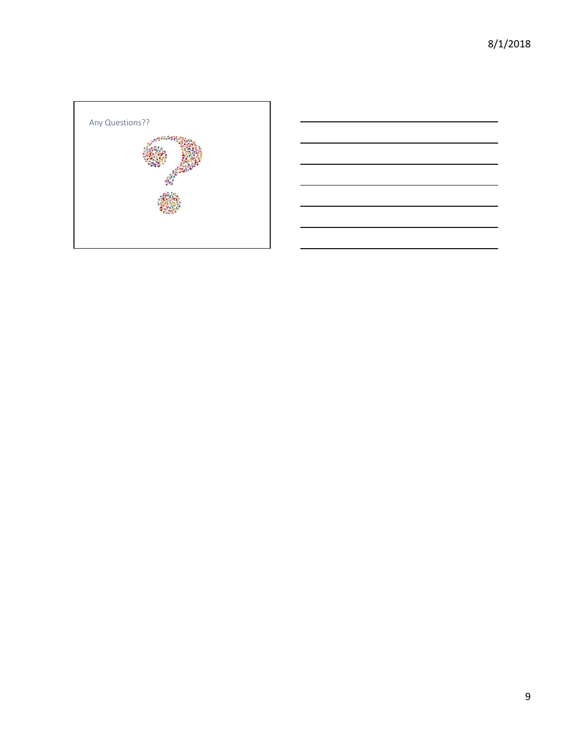Any Questions??